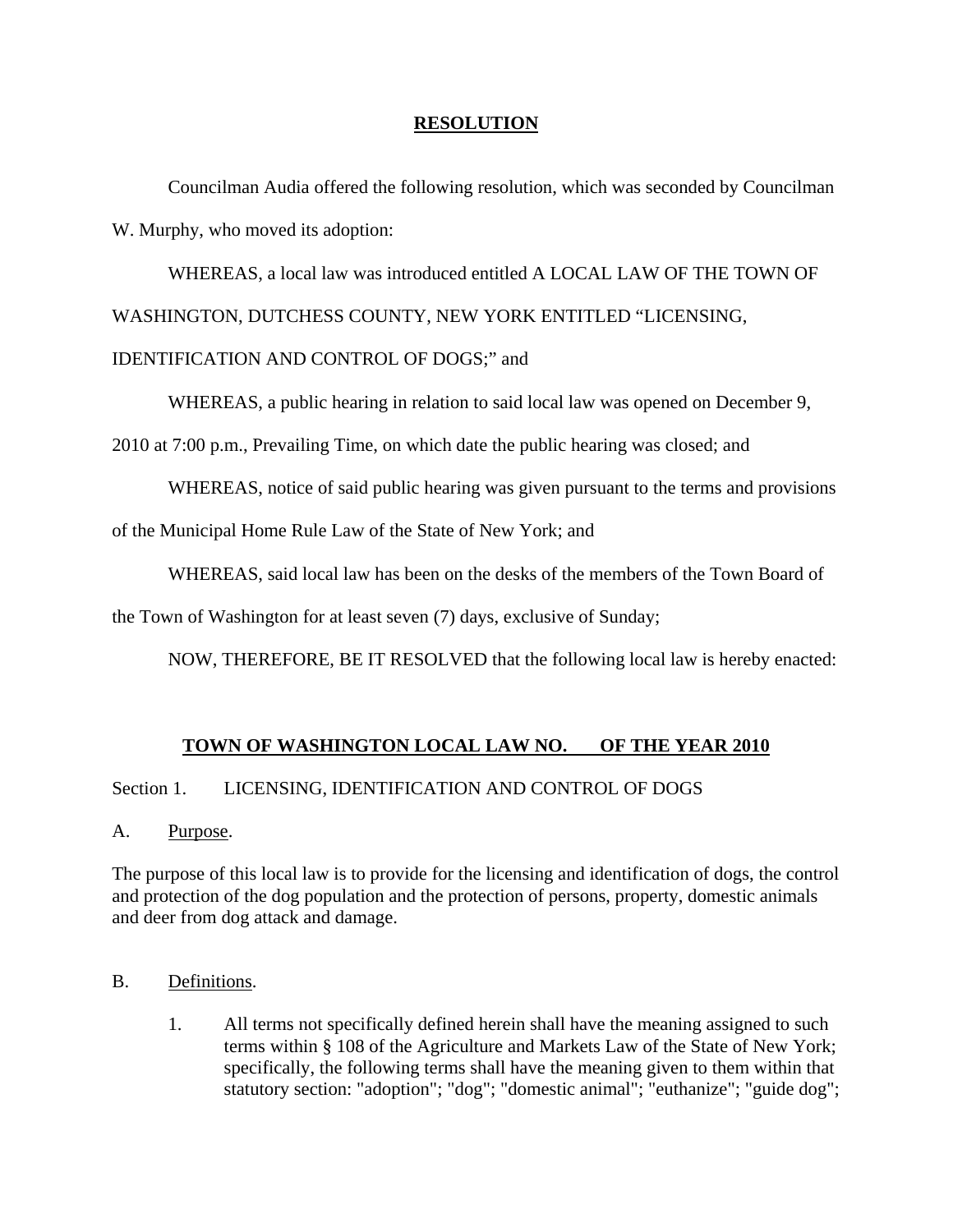# RESOLUTION

Councilman Audia offered the following resolution, which was seconded by Councilman W. Murphy, who moved its adoption:

WHEREAS, a local law was introduced entitled A LOCAL LAW OF THE TOWN OF WASHINGTON, DUTCHESS COUNTY, NEW YORK ENTITLED "LICENSING, IDENTIFICATION AND CONTROL OF DOGS;" and

WHEREAS, a public hearing in relation to said local law was opened on December 9, 2010 at 7:00 p.m., Prevailing Time, on which date the public hearing was closed; and

WHEREAS, notice of said public hearing was given pursuant to the terms and provisions of the Municipal Home Rule Law of the State of New York; and

WHEREAS, said local law has been on the desks of the members of the Town Board of the Town of Washington for at least seven (7) days, exclusive of Sunday;

NOW, THEREFORE, BE IT RESOLVED that the following local law is hereby enacted:

## TOWN OF WASHINGTON LOCAL LAW NO. OF THE YEAR 2010

Section 1. LICENSING, IDENTIFICATION AND CONTROL OF DOGS

A. Purpose.

The purpose of this local law is to provide for the licensing and identification of dogs, the control and protection of the dog population and the protection of persons, property, domestic animals and deer from dog attack and damage.

B. Definitions.

1. All terms not specifically defined herein shall have the meaning assigned to such terms within § 108 of the Agriculture and Markets Law of the State of New York; specifically, the following terms shall have the meaning given to them within that statutory section: "adoption"; "dog"; "domestic animal"; "euthanize"; "guide dog";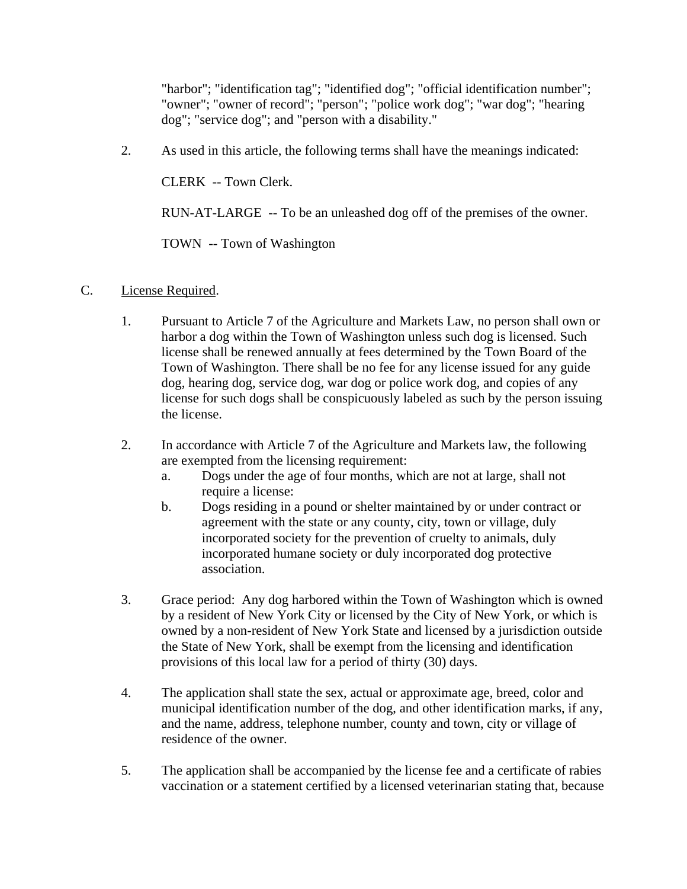"harbor"; "identification tag"; "identified dog"; "official identification number"; "owner"; "owner of record"; "person"; "police work dog"; "war dog"; "hearing dog"; "service dog"; and "person with a disability."

2. As used in this article, the following terms shall have the meanings indicated:

   CLERK -- Town Clerk.

   RUN-AT-LARGE -- To be an unleashed dog off of the premises of the owner.

   TOWN -- Town of Washington

C. License Required.

1. Pursuant to Article 7 of the Agriculture and Markets Law, no person shall own or harbor a dog within the Town of Washington unless such dog is licensed. Such license shall be renewed annually at fees determined by the Town Board of the Town of Washington. There shall be no fee for any license issued for any guide dog, hearing dog, service dog, war dog or police work dog, and copies of any license for such dogs shall be conspicuously labeled as such by the person issuing the license.

2. In accordance with Article 7 of the Agriculture and Markets law, the following are exempted from the licensing requirement:
   a. Dogs under the age of four months, which are not at large, shall not require a license:
   b. Dogs residing in a pound or shelter maintained by or under contract or agreement with the state or any county, city, town or village, duly incorporated society for the prevention of cruelty to animals, duly incorporated humane society or duly incorporated dog protective association.

3. Grace period: Any dog harbored within the Town of Washington which is owned by a resident of New York City or licensed by the City of New York, or which is owned by a non-resident of New York State and licensed by a jurisdiction outside the State of New York, shall be exempt from the licensing and identification provisions of this local law for a period of thirty (30) days.

4. The application shall state the sex, actual or approximate age, breed, color and municipal identification number of the dog, and other identification marks, if any, and the name, address, telephone number, county and town, city or village of residence of the owner.

5. The application shall be accompanied by the license fee and a certificate of rabies vaccination or a statement certified by a licensed veterinarian stating that, because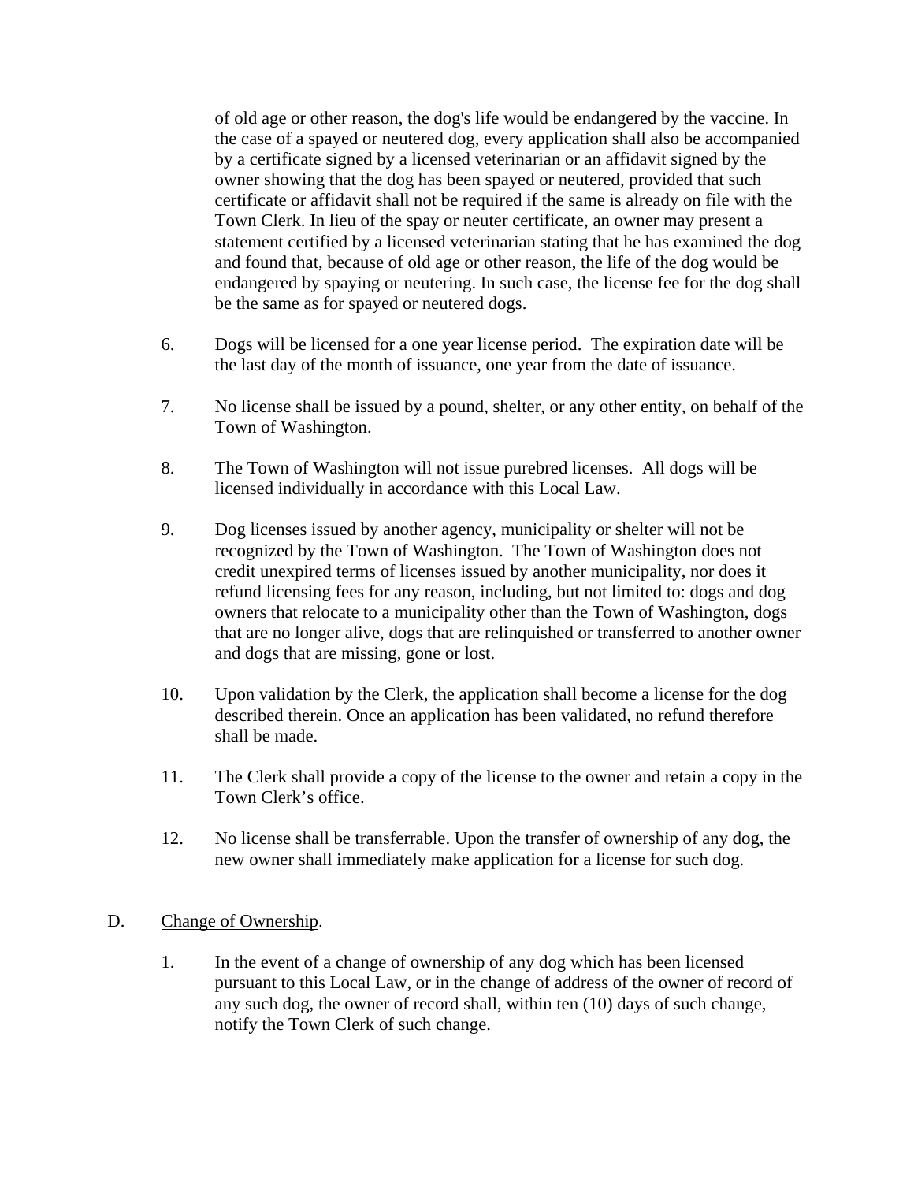of old age or other reason, the dog's life would be endangered by the vaccine. In the case of a spayed or neutered dog, every application shall also be accompanied by a certificate signed by a licensed veterinarian or an affidavit signed by the owner showing that the dog has been spayed or neutered, provided that such certificate or affidavit shall not be required if the same is already on file with the Town Clerk. In lieu of the spay or neuter certificate, an owner may present a statement certified by a licensed veterinarian stating that he has examined the dog and found that, because of old age or other reason, the life of the dog would be endangered by spaying or neutering. In such case, the license fee for the dog shall be the same as for spayed or neutered dogs.

6. Dogs will be licensed for a one year license period. The expiration date will be the last day of the month of issuance, one year from the date of issuance.

7. No license shall be issued by a pound, shelter, or any other entity, on behalf of the Town of Washington.

8. The Town of Washington will not issue purebred licenses. All dogs will be licensed individually in accordance with this Local Law.

9. Dog licenses issued by another agency, municipality or shelter will not be recognized by the Town of Washington. The Town of Washington does not credit unexpired terms of licenses issued by another municipality, nor does it refund licensing fees for any reason, including, but not limited to: dogs and dog owners that relocate to a municipality other than the Town of Washington, dogs that are no longer alive, dogs that are relinquished or transferred to another owner and dogs that are missing, gone or lost.

10. Upon validation by the Clerk, the application shall become a license for the dog described therein. Once an application has been validated, no refund therefore shall be made.

11. The Clerk shall provide a copy of the license to the owner and retain a copy in the Town Clerk's office.

12. No license shall be transferrable. Upon the transfer of ownership of any dog, the new owner shall immediately make application for a license for such dog.

D. Change of Ownership.

1. In the event of a change of ownership of any dog which has been licensed pursuant to this Local Law, or in the change of address of the owner of record of any such dog, the owner of record shall, within ten (10) days of such change, notify the Town Clerk of such change.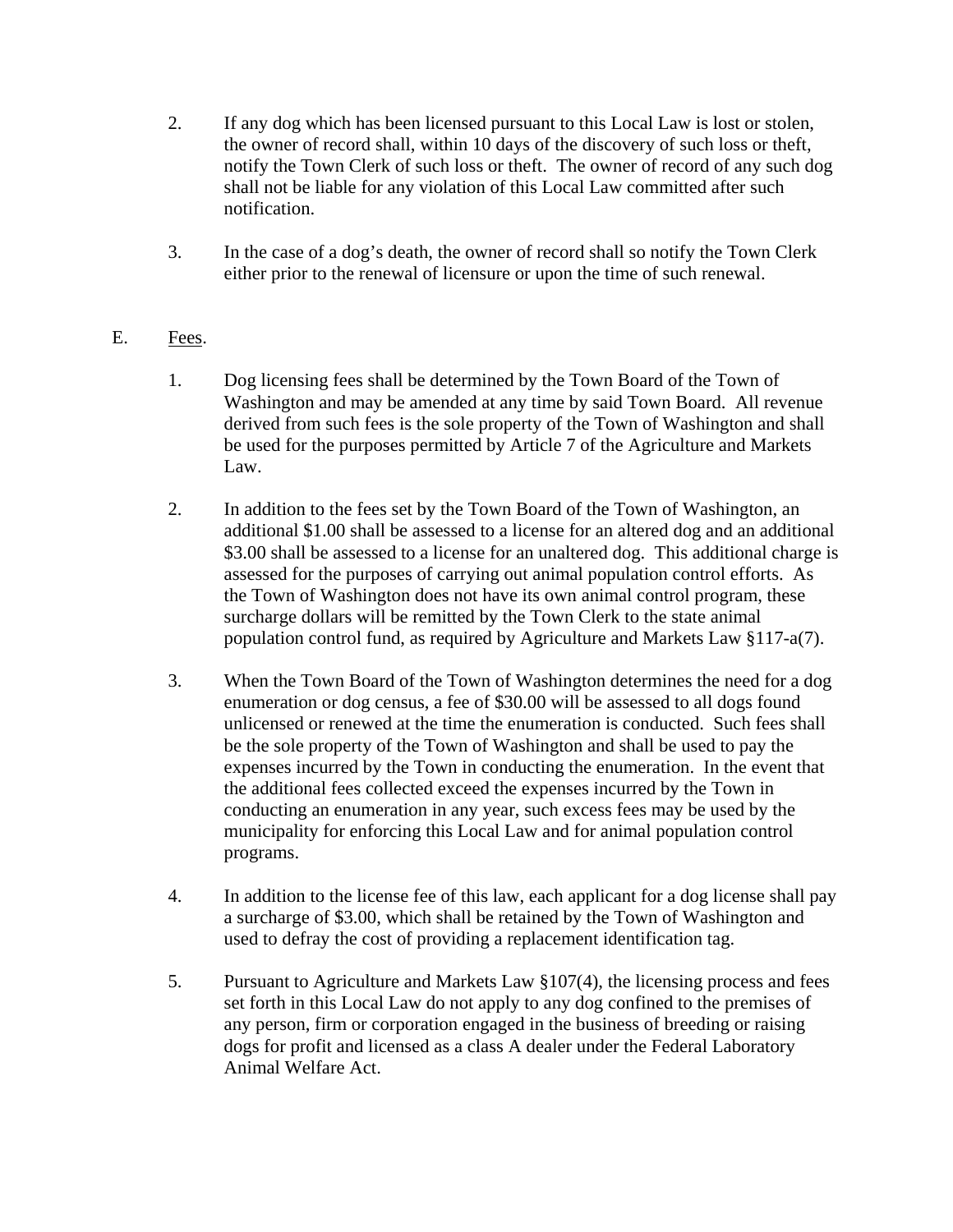2. If any dog which has been licensed pursuant to this Local Law is lost or stolen, the owner of record shall, within 10 days of the discovery of such loss or theft, notify the Town Clerk of such loss or theft. The owner of record of any such dog shall not be liable for any violation of this Local Law committed after such notification.

3. In the case of a dog's death, the owner of record shall so notify the Town Clerk either prior to the renewal of licensure or upon the time of such renewal.

E. Fees.

1. Dog licensing fees shall be determined by the Town Board of the Town of Washington and may be amended at any time by said Town Board. All revenue derived from such fees is the sole property of the Town of Washington and shall be used for the purposes permitted by Article 7 of the Agriculture and Markets Law.

2. In addition to the fees set by the Town Board of the Town of Washington, an additional $1.00 shall be assessed to a license for an altered dog and an additional $3.00 shall be assessed to a license for an unaltered dog. This additional charge is assessed for the purposes of carrying out animal population control efforts. As the Town of Washington does not have its own animal control program, these surcharge dollars will be remitted by the Town Clerk to the state animal population control fund, as required by Agriculture and Markets Law §117-a(7).

3. When the Town Board of the Town of Washington determines the need for a dog enumeration or dog census, a fee of $30.00 will be assessed to all dogs found unlicensed or renewed at the time the enumeration is conducted. Such fees shall be the sole property of the Town of Washington and shall be used to pay the expenses incurred by the Town in conducting the enumeration. In the event that the additional fees collected exceed the expenses incurred by the Town in conducting an enumeration in any year, such excess fees may be used by the municipality for enforcing this Local Law and for animal population control programs.

4. In addition to the license fee of this law, each applicant for a dog license shall pay a surcharge of $3.00, which shall be retained by the Town of Washington and used to defray the cost of providing a replacement identification tag.

5. Pursuant to Agriculture and Markets Law §107(4), the licensing process and fees set forth in this Local Law do not apply to any dog confined to the premises of any person, firm or corporation engaged in the business of breeding or raising dogs for profit and licensed as a class A dealer under the Federal Laboratory Animal Welfare Act.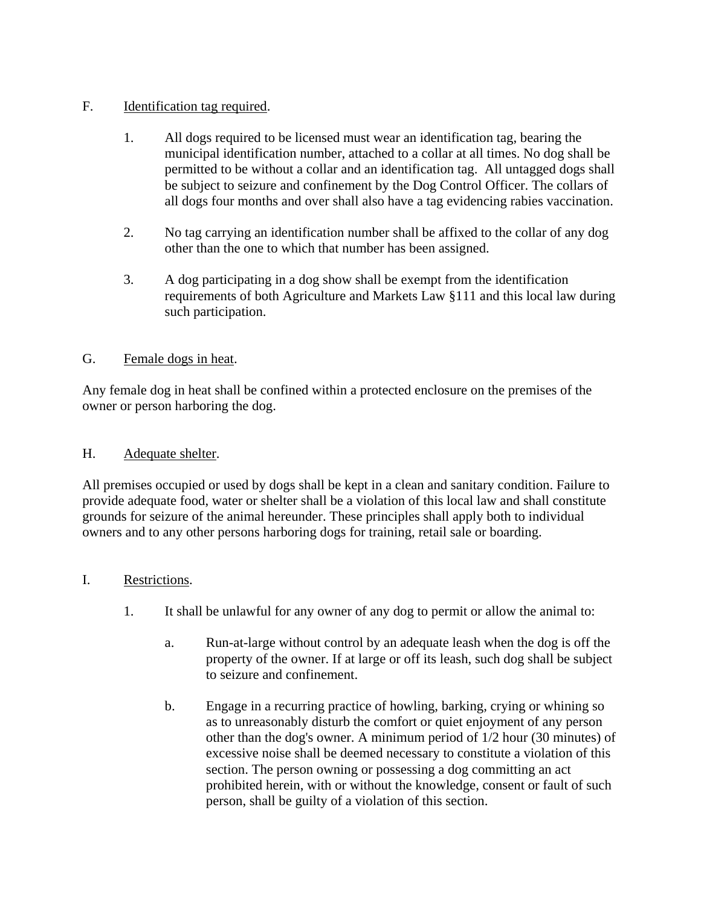F. Identification tag required.

1. All dogs required to be licensed must wear an identification tag, bearing the municipal identification number, attached to a collar at all times. No dog shall be permitted to be without a collar and an identification tag. All untagged dogs shall be subject to seizure and confinement by the Dog Control Officer. The collars of all dogs four months and over shall also have a tag evidencing rabies vaccination.

2. No tag carrying an identification number shall be affixed to the collar of any dog other than the one to which that number has been assigned.

3. A dog participating in a dog show shall be exempt from the identification requirements of both Agriculture and Markets Law §111 and this local law during such participation.

G. Female dogs in heat.

Any female dog in heat shall be confined within a protected enclosure on the premises of the owner or person harboring the dog.

H. Adequate shelter.

All premises occupied or used by dogs shall be kept in a clean and sanitary condition. Failure to provide adequate food, water or shelter shall be a violation of this local law and shall constitute grounds for seizure of the animal hereunder. These principles shall apply both to individual owners and to any other persons harboring dogs for training, retail sale or boarding.

I. Restrictions.

1. It shall be unlawful for any owner of any dog to permit or allow the animal to:

   a. Run-at-large without control by an adequate leash when the dog is off the property of the owner. If at large or off its leash, such dog shall be subject to seizure and confinement.

   b. Engage in a recurring practice of howling, barking, crying or whining so as to unreasonably disturb the comfort or quiet enjoyment of any person other than the dog's owner. A minimum period of 1/2 hour (30 minutes) of excessive noise shall be deemed necessary to constitute a violation of this section. The person owning or possessing a dog committing an act prohibited herein, with or without the knowledge, consent or fault of such person, shall be guilty of a violation of this section.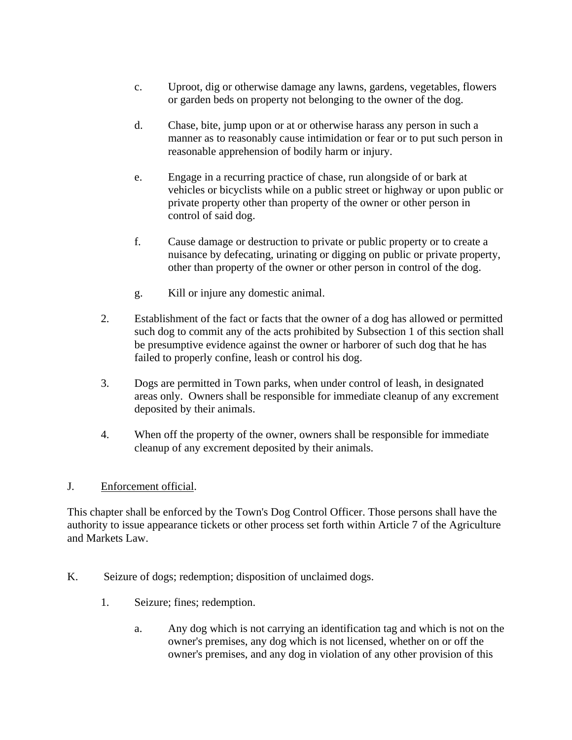c. Uproot, dig or otherwise damage any lawns, gardens, vegetables, flowers or garden beds on property not belonging to the owner of the dog.

d. Chase, bite, jump upon or at or otherwise harass any person in such a manner as to reasonably cause intimidation or fear or to put such person in reasonable apprehension of bodily harm or injury.

e. Engage in a recurring practice of chase, run alongside of or bark at vehicles or bicyclists while on a public street or highway or upon public or private property other than property of the owner or other person in control of said dog.

f. Cause damage or destruction to private or public property or to create a nuisance by defecating, urinating or digging on public or private property, other than property of the owner or other person in control of the dog.

g. Kill or injure any domestic animal.

2. Establishment of the fact or facts that the owner of a dog has allowed or permitted such dog to commit any of the acts prohibited by Subsection 1 of this section shall be presumptive evidence against the owner or harborer of such dog that he has failed to properly confine, leash or control his dog.

3. Dogs are permitted in Town parks, when under control of leash, in designated areas only. Owners shall be responsible for immediate cleanup of any excrement deposited by their animals.

4. When off the property of the owner, owners shall be responsible for immediate cleanup of any excrement deposited by their animals.

J. Enforcement official.

This chapter shall be enforced by the Town's Dog Control Officer. Those persons shall have the authority to issue appearance tickets or other process set forth within Article 7 of the Agriculture and Markets Law.

K. Seizure of dogs; redemption; disposition of unclaimed dogs.

1. Seizure; fines; redemption.

a. Any dog which is not carrying an identification tag and which is not on the owner's premises, any dog which is not licensed, whether on or off the owner's premises, and any dog in violation of any other provision of this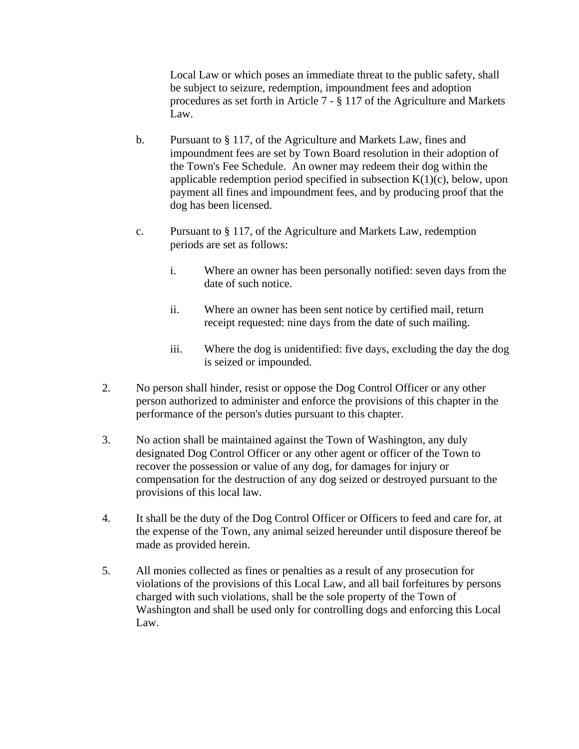Local Law or which poses an immediate threat to the public safety, shall be subject to seizure, redemption, impoundment fees and adoption procedures as set forth in Article 7 - § 117 of the Agriculture and Markets Law.

b. Pursuant to § 117, of the Agriculture and Markets Law, fines and impoundment fees are set by Town Board resolution in their adoption of the Town's Fee Schedule. An owner may redeem their dog within the applicable redemption period specified in subsection K(1)(c), below, upon payment all fines and impoundment fees, and by producing proof that the dog has been licensed.

c. Pursuant to § 117, of the Agriculture and Markets Law, redemption periods are set as follows:

   i. Where an owner has been personally notified: seven days from the date of such notice.

   ii. Where an owner has been sent notice by certified mail, return receipt requested: nine days from the date of such mailing.

   iii. Where the dog is unidentified: five days, excluding the day the dog is seized or impounded.

2. No person shall hinder, resist or oppose the Dog Control Officer or any other person authorized to administer and enforce the provisions of this chapter in the performance of the person's duties pursuant to this chapter.

3. No action shall be maintained against the Town of Washington, any duly designated Dog Control Officer or any other agent or officer of the Town to recover the possession or value of any dog, for damages for injury or compensation for the destruction of any dog seized or destroyed pursuant to the provisions of this local law.

4. It shall be the duty of the Dog Control Officer or Officers to feed and care for, at the expense of the Town, any animal seized hereunder until disposure thereof be made as provided herein.

5. All monies collected as fines or penalties as a result of any prosecution for violations of the provisions of this Local Law, and all bail forfeitures by persons charged with such violations, shall be the sole property of the Town of Washington and shall be used only for controlling dogs and enforcing this Local Law.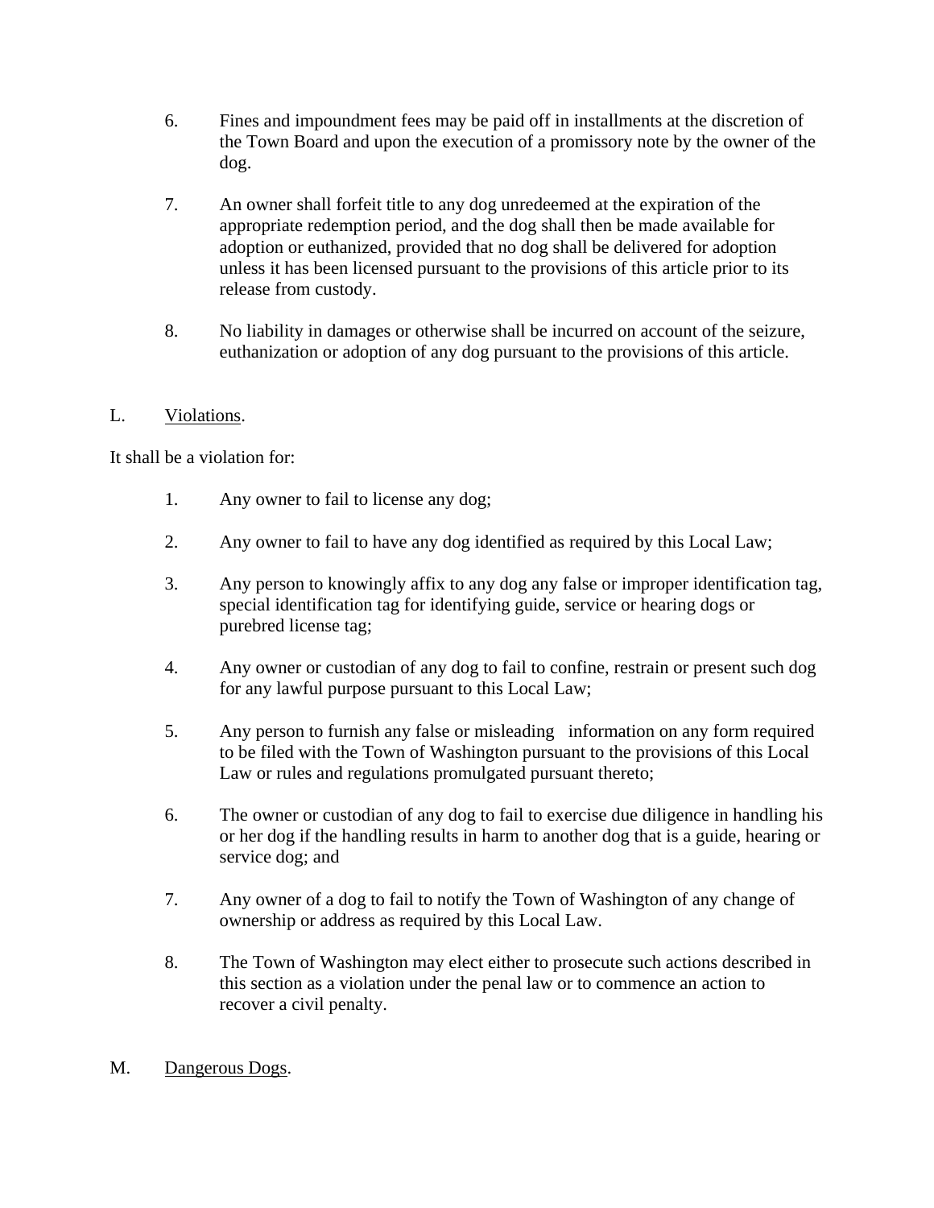6. Fines and impoundment fees may be paid off in installments at the discretion of the Town Board and upon the execution of a promissory note by the owner of the dog.

7. An owner shall forfeit title to any dog unredeemed at the expiration of the appropriate redemption period, and the dog shall then be made available for adoption or euthanized, provided that no dog shall be delivered for adoption unless it has been licensed pursuant to the provisions of this article prior to its release from custody.

8. No liability in damages or otherwise shall be incurred on account of the seizure, euthanization or adoption of any dog pursuant to the provisions of this article.

L. Violations.

It shall be a violation for:

1. Any owner to fail to license any dog;

2. Any owner to fail to have any dog identified as required by this Local Law;

3. Any person to knowingly affix to any dog any false or improper identification tag, special identification tag for identifying guide, service or hearing dogs or purebred license tag;

4. Any owner or custodian of any dog to fail to confine, restrain or present such dog for any lawful purpose pursuant to this Local Law;

5. Any person to furnish any false or misleading information on any form required to be filed with the Town of Washington pursuant to the provisions of this Local Law or rules and regulations promulgated pursuant thereto;

6. The owner or custodian of any dog to fail to exercise due diligence in handling his or her dog if the handling results in harm to another dog that is a guide, hearing or service dog; and

7. Any owner of a dog to fail to notify the Town of Washington of any change of ownership or address as required by this Local Law.

8. The Town of Washington may elect either to prosecute such actions described in this section as a violation under the penal law or to commence an action to recover a civil penalty.

M. Dangerous Dogs.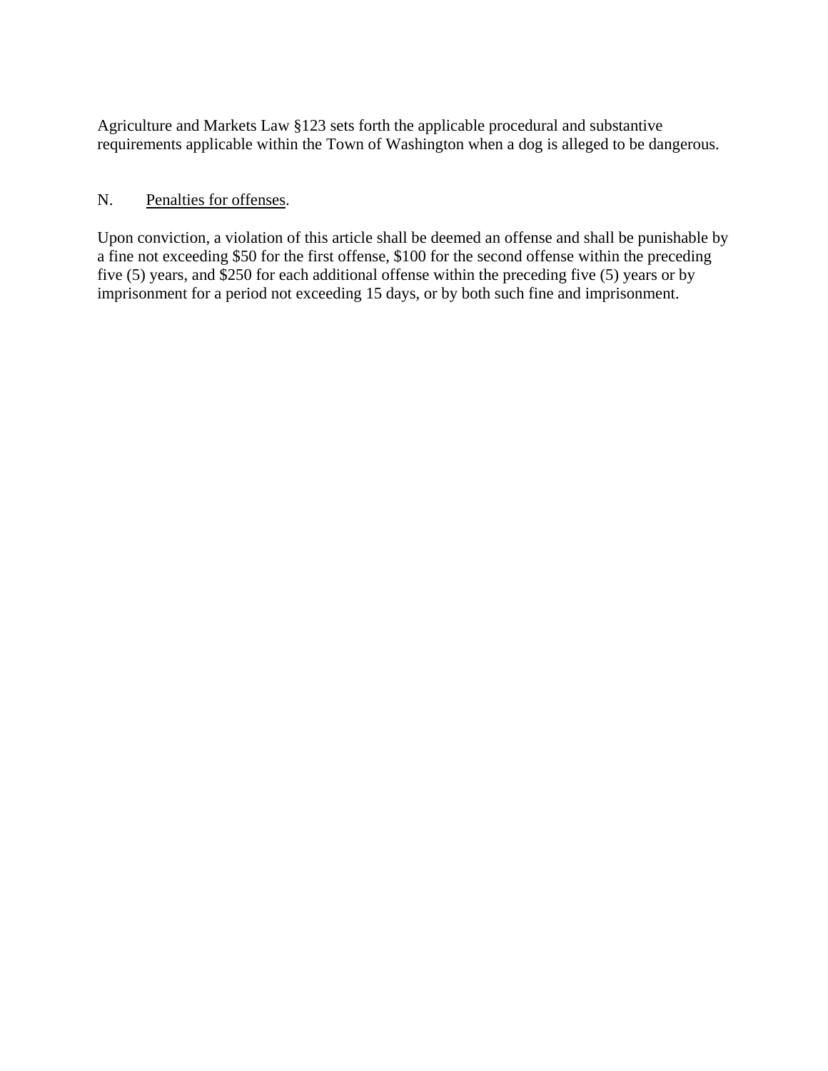Agriculture and Markets Law §123 sets forth the applicable procedural and substantive requirements applicable within the Town of Washington when a dog is alleged to be dangerous.

N. <u>Penalties for offenses</u>.

Upon conviction, a violation of this article shall be deemed an offense and shall be punishable by a fine not exceeding $50 for the first offense, $100 for the second offense within the preceding five (5) years, and $250 for each additional offense within the preceding five (5) years or by imprisonment for a period not exceeding 15 days, or by both such fine and imprisonment.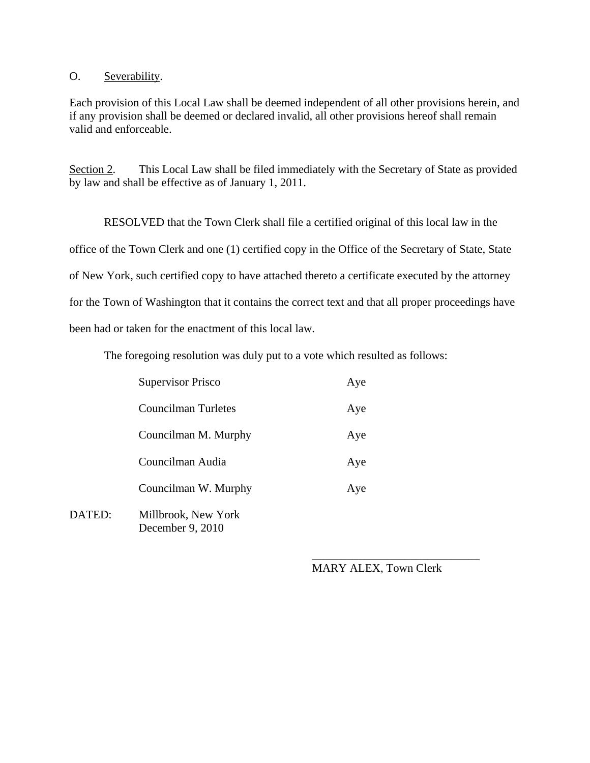O. Severability.

Each provision of this Local Law shall be deemed independent of all other provisions herein, and if any provision shall be deemed or declared invalid, all other provisions hereof shall remain valid and enforceable.

Section 2. This Local Law shall be filed immediately with the Secretary of State as provided by law and shall be effective as of January 1, 2011.

RESOLVED that the Town Clerk shall file a certified original of this local law in the office of the Town Clerk and one (1) certified copy in the Office of the Secretary of State, State of New York, such certified copy to have attached thereto a certificate executed by the attorney for the Town of Washington that it contains the correct text and that all proper proceedings have been had or taken for the enactment of this local law.

The foregoing resolution was duly put to a vote which resulted as follows:

| | |
|---|---|
| Supervisor Prisco | Aye |
| Councilman Turletes | Aye |
| Councilman M. Murphy | Aye |
| Councilman Audia | Aye |
| Councilman W. Murphy | Aye |

DATED: Millbrook, New York
December 9, 2010

_____________________________
MARY ALEX, Town Clerk